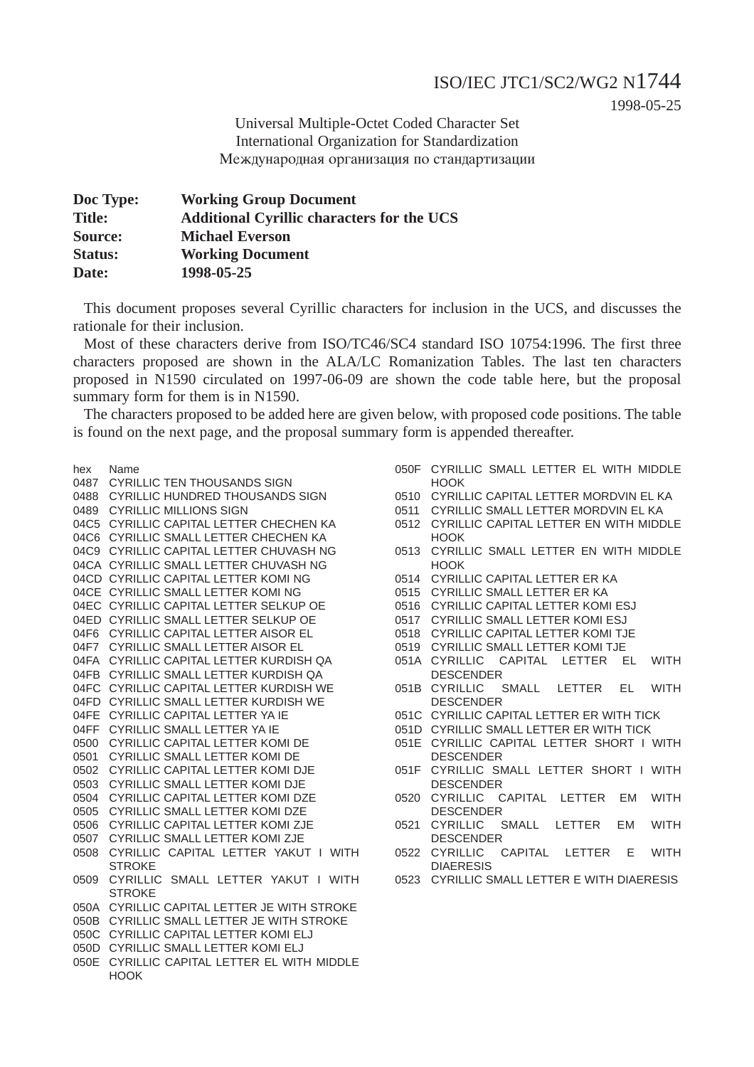ISO/IEC JTC1/SC2/WG2 N1744

1998-05-25

Universal Multiple-Octet Coded Character Set
International Organization for Standardization
Международная организация по стандартизации

**Doc Type:** **Working Group Document**
**Title:** **Additional Cyrillic characters for the UCS**
**Source:** **Michael Everson**
**Status:** **Working Document**
**Date:** **1998-05-25**

This document proposes several Cyrillic characters for inclusion in the UCS, and discusses the rationale for their inclusion.

Most of these characters derive from ISO/TC46/SC4 standard ISO 10754:1996. The first three characters proposed are shown in the ALA/LC Romanization Tables. The last ten characters proposed in N1590 circulated on 1997-06-09 are shown the code table here, but the proposal summary form for them is in N1590.

The characters proposed to be added here are given below, with proposed code positions. The table is found on the next page, and the proposal summary form is appended thereafter.

| hex | Name |
|---|---|
| 0487 | CYRILLIC TEN THOUSANDS SIGN |
| 0488 | CYRILLIC HUNDRED THOUSANDS SIGN |
| 0489 | CYRILLIC MILLIONS SIGN |
| 04C5 | CYRILLIC CAPITAL LETTER CHECHEN KA |
| 04C6 | CYRILLIC SMALL LETTER CHECHEN KA |
| 04C9 | CYRILLIC CAPITAL LETTER CHUVASH NG |
| 04CA | CYRILLIC SMALL LETTER CHUVASH NG |
| 04CD | CYRILLIC CAPITAL LETTER KOMI NG |
| 04CE | CYRILLIC SMALL LETTER KOMI NG |
| 04EC | CYRILLIC CAPITAL LETTER SELKUP OE |
| 04ED | CYRILLIC SMALL LETTER SELKUP OE |
| 04F6 | CYRILLIC CAPITAL LETTER AISOR EL |
| 04F7 | CYRILLIC SMALL LETTER AISOR EL |
| 04FA | CYRILLIC CAPITAL LETTER KURDISH QA |
| 04FB | CYRILLIC SMALL LETTER KURDISH QA |
| 04FC | CYRILLIC CAPITAL LETTER KURDISH WE |
| 04FD | CYRILLIC SMALL LETTER KURDISH WE |
| 04FE | CYRILLIC CAPITAL LETTER YA IE |
| 04FF | CYRILLIC SMALL LETTER YA IE |
| 0500 | CYRILLIC CAPITAL LETTER KOMI DE |
| 0501 | CYRILLIC SMALL LETTER KOMI DE |
| 0502 | CYRILLIC CAPITAL LETTER KOMI DJE |
| 0503 | CYRILLIC SMALL LETTER KOMI DJE |
| 0504 | CYRILLIC CAPITAL LETTER KOMI DZE |
| 0505 | CYRILLIC SMALL LETTER KOMI DZE |
| 0506 | CYRILLIC CAPITAL LETTER KOMI ZJE |
| 0507 | CYRILLIC SMALL LETTER KOMI ZJE |
| 0508 | CYRILLIC CAPITAL LETTER YAKUT I WITH STROKE |
| 0509 | CYRILLIC SMALL LETTER YAKUT I WITH STROKE |
| 050A | CYRILLIC CAPITAL LETTER JE WITH STROKE |
| 050B | CYRILLIC SMALL LETTER JE WITH STROKE |
| 050C | CYRILLIC CAPITAL LETTER KOMI ELJ |
| 050D | CYRILLIC SMALL LETTER KOMI ELJ |
| 050E | CYRILLIC CAPITAL LETTER EL WITH MIDDLE HOOK |
| 050F | CYRILLIC SMALL LETTER EL WITH MIDDLE HOOK |
| 0510 | CYRILLIC CAPITAL LETTER MORDVIN EL KA |
| 0511 | CYRILLIC SMALL LETTER MORDVIN EL KA |
| 0512 | CYRILLIC CAPITAL LETTER EN WITH MIDDLE HOOK |
| 0513 | CYRILLIC SMALL LETTER EN WITH MIDDLE HOOK |
| 0514 | CYRILLIC CAPITAL LETTER ER KA |
| 0515 | CYRILLIC SMALL LETTER ER KA |
| 0516 | CYRILLIC CAPITAL LETTER KOMI ESJ |
| 0517 | CYRILLIC SMALL LETTER KOMI ESJ |
| 0518 | CYRILLIC CAPITAL LETTER KOMI TJE |
| 0519 | CYRILLIC SMALL LETTER KOMI TJE |
| 051A | CYRILLIC CAPITAL LETTER EL WITH DESCENDER |
| 051B | CYRILLIC SMALL LETTER EL WITH DESCENDER |
| 051C | CYRILLIC CAPITAL LETTER ER WITH TICK |
| 051D | CYRILLIC SMALL LETTER ER WITH TICK |
| 051E | CYRILLIC CAPITAL LETTER SHORT I WITH DESCENDER |
| 051F | CYRILLIC SMALL LETTER SHORT I WITH DESCENDER |
| 0520 | CYRILLIC CAPITAL LETTER EM WITH DESCENDER |
| 0521 | CYRILLIC SMALL LETTER EM WITH DESCENDER |
| 0522 | CYRILLIC CAPITAL LETTER E WITH DIAERESIS |
| 0523 | CYRILLIC SMALL LETTER E WITH DIAERESIS |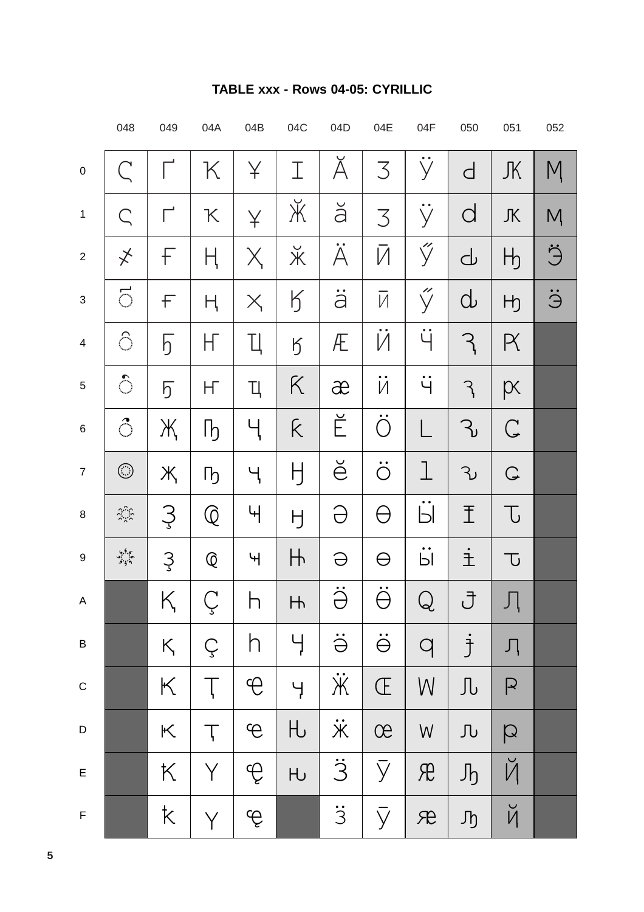# TABLE xxx - Rows 04-05: CYRILLIC

| | 048 | 049 | 04A | 04B | 04C | 04D | 04E | 04F | 050 | 051 | 052 |
|---|---|---|---|---|---|---|---|---|---|---|---|
| 0 | Ҁ | Ґ | Ҡ | Ұ | Ӏ | Ӑ | Ӡ | Ӱ | Ԁ | ЈК | Ӎ |
| 1 | ҁ | ґ | ҡ | ұ | Ӂ | ӑ | ӡ | ӱ | ԁ | јк | ӎ |
| 2 | ҂ | Ғ | Ң | Ҳ | ӂ | Ӓ | Ӣ | Ӳ | Ԃ | Ԋ | Ӭ |
| 3 | ◌҃ | ғ | ң | ҳ | Ӄ | ӓ | ӣ | ӳ | ԃ | ԋ | ӭ |
| 4 | ◌҄ | Ҕ | Ҥ | Ҵ | ӄ | Ӕ | Ӥ | Ӵ | Ԅ | РК | |
| 5 | ◌҅ | ҕ | ҥ | ҵ | Ӆ | ӕ | ӥ | ӵ | ԅ | рк | |
| 6 | ◌҆ | Җ | Ҧ | Ҷ | ӆ | Ӗ | Ӧ | L | Ԇ | Ԍ | |
| 7 | ◌҇ | җ | ҧ | ҷ | Ӈ | ӗ | ӧ | l | ԇ | ԍ | |
| 8 | ◌҈ | Ҙ | Ҩ | Ҹ | ӈ | Ә | Ө | Ӹ | Ɨ | Ԏ | |
| 9 | ◌҉ | ҙ | ҩ | ҹ | Ӊ | ә | ө | ӹ | ɨ̇ | ԏ | |
| A | | Қ | Ҫ | Һ | ӊ | Ӛ | Ӫ | Q | Ɉ | Ԓ | |
| B | | қ | ҫ | һ | Ӌ | ӛ | ӫ | q | ɉ | ԓ | |
| C | | Ҝ | Ҭ | Ҽ | ӌ | Ӝ | Œ | W | Ԉ | Ҏ | |
| D | | ҝ | ҭ | ҽ | Ӎ | ӝ | œ | w | ԉ | ҏ | |
| E | | Ҟ | Ү | Ҿ | ӎ | Ӟ | Ӯ | Ꙗ | Јђ | Ҋ | |
| F | | ҟ | ү | ҿ | | ӟ | ӯ | ꙗ | јђ | ҋ | |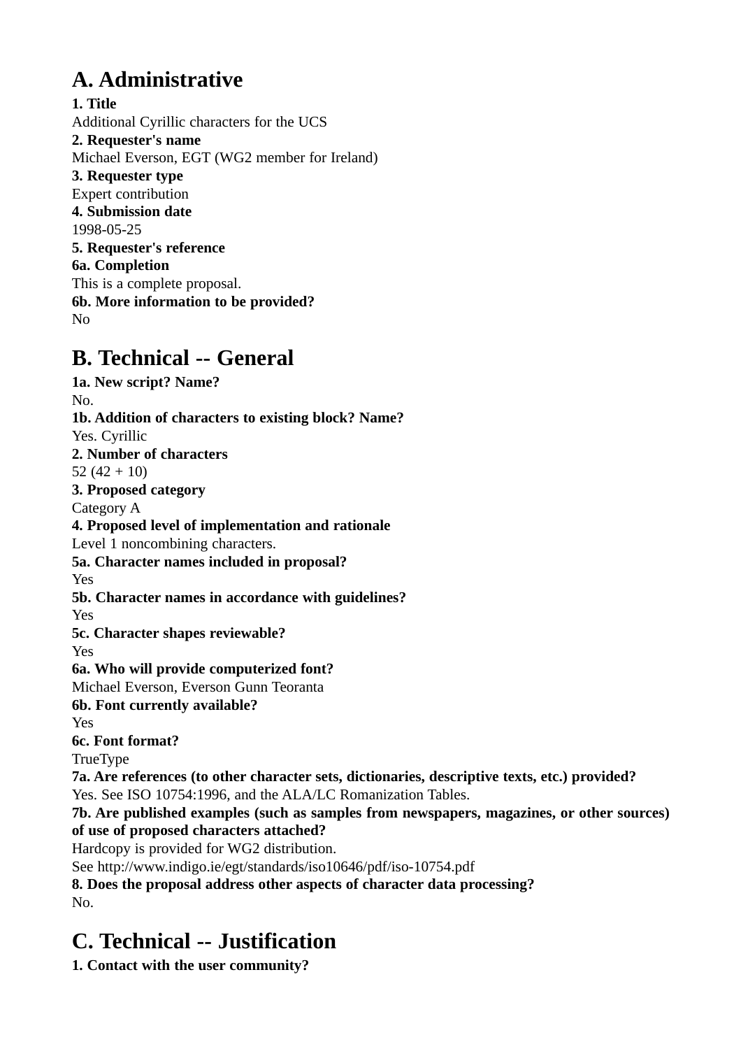## A. Administrative

**1. Title**
Additional Cyrillic characters for the UCS
**2. Requester's name**
Michael Everson, EGT (WG2 member for Ireland)
**3. Requester type**
Expert contribution
**4. Submission date**
1998-05-25
**5. Requester's reference**
**6a. Completion**
This is a complete proposal.
**6b. More information to be provided?**
No

## B. Technical -- General

**1a. New script? Name?**
No.
**1b. Addition of characters to existing block? Name?**
Yes. Cyrillic
**2. Number of characters**
52 (42 + 10)
**3. Proposed category**
Category A
**4. Proposed level of implementation and rationale**
Level 1 noncombining characters.
**5a. Character names included in proposal?**
Yes
**5b. Character names in accordance with guidelines?**
Yes
**5c. Character shapes reviewable?**
Yes
**6a. Who will provide computerized font?**
Michael Everson, Everson Gunn Teoranta
**6b. Font currently available?**
Yes
**6c. Font format?**
TrueType
**7a. Are references (to other character sets, dictionaries, descriptive texts, etc.) provided?**
Yes. See ISO 10754:1996, and the ALA/LC Romanization Tables.
**7b. Are published examples (such as samples from newspapers, magazines, or other sources) of use of proposed characters attached?**
Hardcopy is provided for WG2 distribution.
See http://www.indigo.ie/egt/standards/iso10646/pdf/iso-10754.pdf
**8. Does the proposal address other aspects of character data processing?**
No.

## C. Technical -- Justification

**1. Contact with the user community?**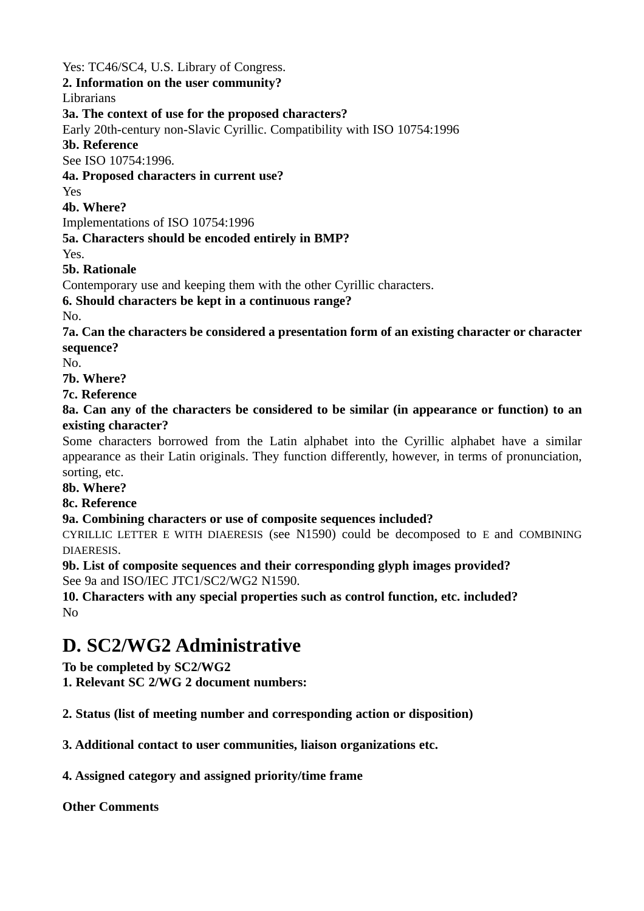Yes: TC46/SC4, U.S. Library of Congress.

**2. Information on the user community?**

Librarians

**3a. The context of use for the proposed characters?**

Early 20th-century non-Slavic Cyrillic. Compatibility with ISO 10754:1996

**3b. Reference**

See ISO 10754:1996.

**4a. Proposed characters in current use?**

Yes

**4b. Where?**

Implementations of ISO 10754:1996

**5a. Characters should be encoded entirely in BMP?**

Yes.

**5b. Rationale**

Contemporary use and keeping them with the other Cyrillic characters.

**6. Should characters be kept in a continuous range?**

No.

**7a. Can the characters be considered a presentation form of an existing character or character sequence?**

No.

**7b. Where?**

**7c. Reference**

**8a. Can any of the characters be considered to be similar (in appearance or function) to an existing character?**

Some characters borrowed from the Latin alphabet into the Cyrillic alphabet have a similar appearance as their Latin originals. They function differently, however, in terms of pronunciation, sorting, etc.

**8b. Where?**

**8c. Reference**

**9a. Combining characters or use of composite sequences included?**

CYRILLIC LETTER E WITH DIAERESIS (see N1590) could be decomposed to E and COMBINING DIAERESIS.

**9b. List of composite sequences and their corresponding glyph images provided?**

See 9a and ISO/IEC JTC1/SC2/WG2 N1590.

**10. Characters with any special properties such as control function, etc. included?**

No

## D. SC2/WG2 Administrative

**To be completed by SC2/WG2**

**1. Relevant SC 2/WG 2 document numbers:**

**2. Status (list of meeting number and corresponding action or disposition)**

**3. Additional contact to user communities, liaison organizations etc.**

**4. Assigned category and assigned priority/time frame**

**Other Comments**